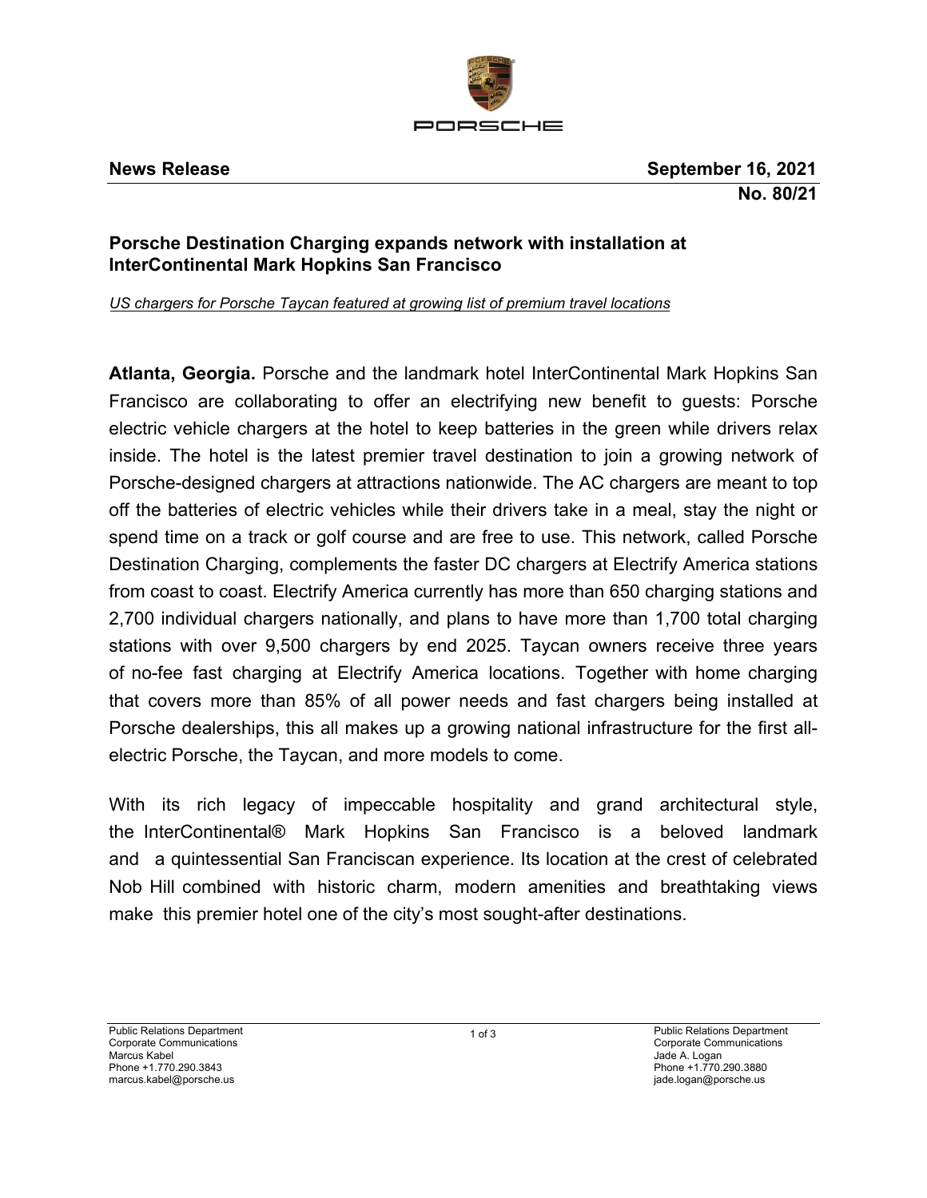**News Release** **September 16, 2021**

**No. 80/21**

## Porsche Destination Charging expands network with installation at InterContinental Mark Hopkins San Francisco

*US chargers for Porsche Taycan featured at growing list of premium travel locations*

**Atlanta, Georgia.** Porsche and the landmark hotel InterContinental Mark Hopkins San Francisco are collaborating to offer an electrifying new benefit to guests: Porsche electric vehicle chargers at the hotel to keep batteries in the green while drivers relax inside. The hotel is the latest premier travel destination to join a growing network of Porsche-designed chargers at attractions nationwide. The AC chargers are meant to top off the batteries of electric vehicles while their drivers take in a meal, stay the night or spend time on a track or golf course and are free to use. This network, called Porsche Destination Charging, complements the faster DC chargers at Electrify America stations from coast to coast. Electrify America currently has more than 650 charging stations and 2,700 individual chargers nationally, and plans to have more than 1,700 total charging stations with over 9,500 chargers by end 2025. Taycan owners receive three years of no-fee fast charging at Electrify America locations. Together with home charging that covers more than 85% of all power needs and fast chargers being installed at Porsche dealerships, this all makes up a growing national infrastructure for the first all-electric Porsche, the Taycan, and more models to come.

With its rich legacy of impeccable hospitality and grand architectural style, the InterContinental® Mark Hopkins San Francisco is a beloved landmark and a quintessential San Franciscan experience. Its location at the crest of celebrated Nob Hill combined with historic charm, modern amenities and breathtaking views make this premier hotel one of the city's most sought-after destinations.

Public Relations Department
Corporate Communications
Marcus Kabel
Phone +1.770.290.3843
marcus.kabel@porsche.us

Public Relations Department
Corporate Communications
Jade A. Logan
Phone +1.770.290.3880
jade.logan@porsche.us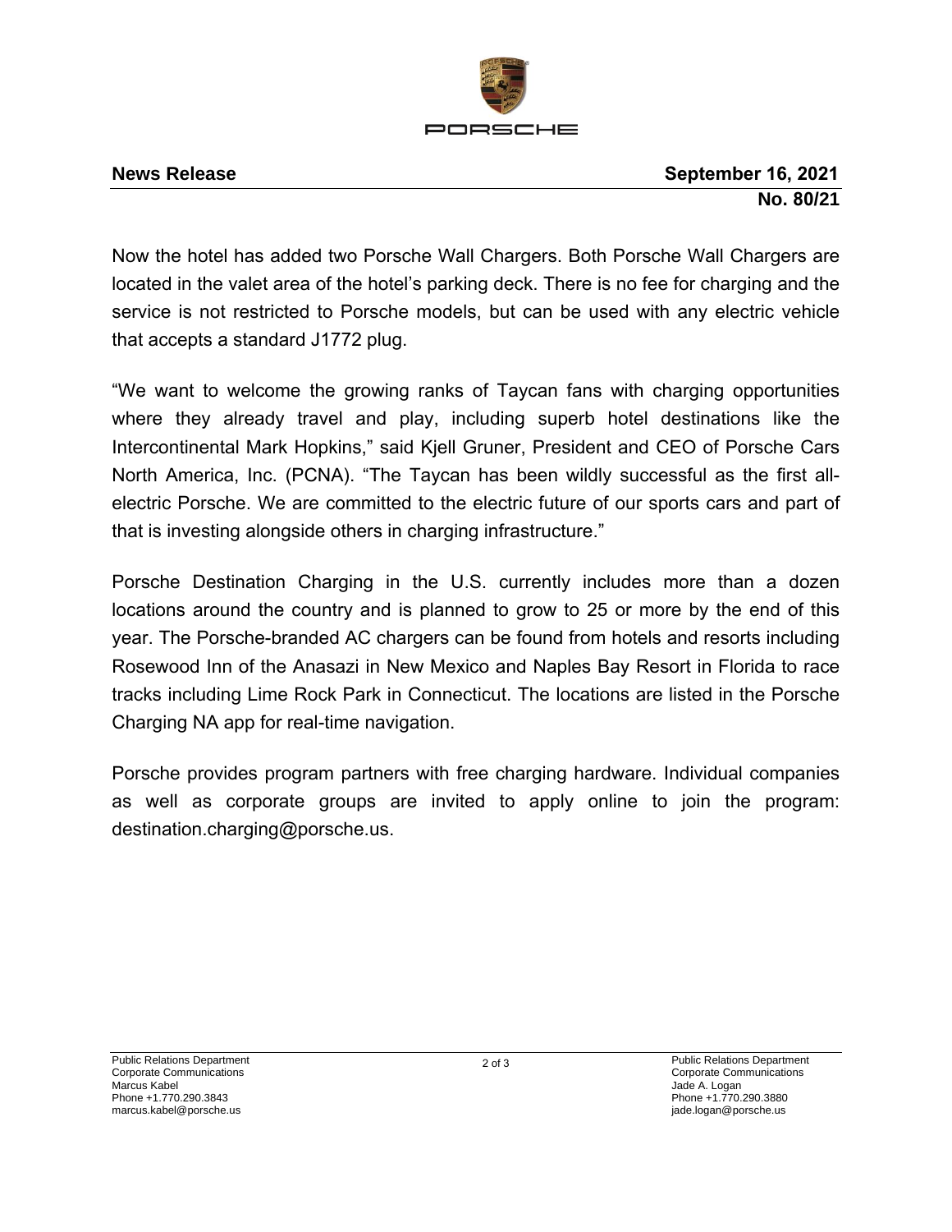**News Release** **September 16, 2021**
**No. 80/21**

Now the hotel has added two Porsche Wall Chargers. Both Porsche Wall Chargers are located in the valet area of the hotel's parking deck. There is no fee for charging and the service is not restricted to Porsche models, but can be used with any electric vehicle that accepts a standard J1772 plug.

"We want to welcome the growing ranks of Taycan fans with charging opportunities where they already travel and play, including superb hotel destinations like the Intercontinental Mark Hopkins," said Kjell Gruner, President and CEO of Porsche Cars North America, Inc. (PCNA). "The Taycan has been wildly successful as the first all-electric Porsche. We are committed to the electric future of our sports cars and part of that is investing alongside others in charging infrastructure."

Porsche Destination Charging in the U.S. currently includes more than a dozen locations around the country and is planned to grow to 25 or more by the end of this year. The Porsche-branded AC chargers can be found from hotels and resorts including Rosewood Inn of the Anasazi in New Mexico and Naples Bay Resort in Florida to race tracks including Lime Rock Park in Connecticut. The locations are listed in the Porsche Charging NA app for real-time navigation.

Porsche provides program partners with free charging hardware. Individual companies as well as corporate groups are invited to apply online to join the program: destination.charging@porsche.us.

Public Relations Department
Corporate Communications
Marcus Kabel
Phone +1.770.290.3843
marcus.kabel@porsche.us

Public Relations Department
Corporate Communications
Jade A. Logan
Phone +1.770.290.3880
jade.logan@porsche.us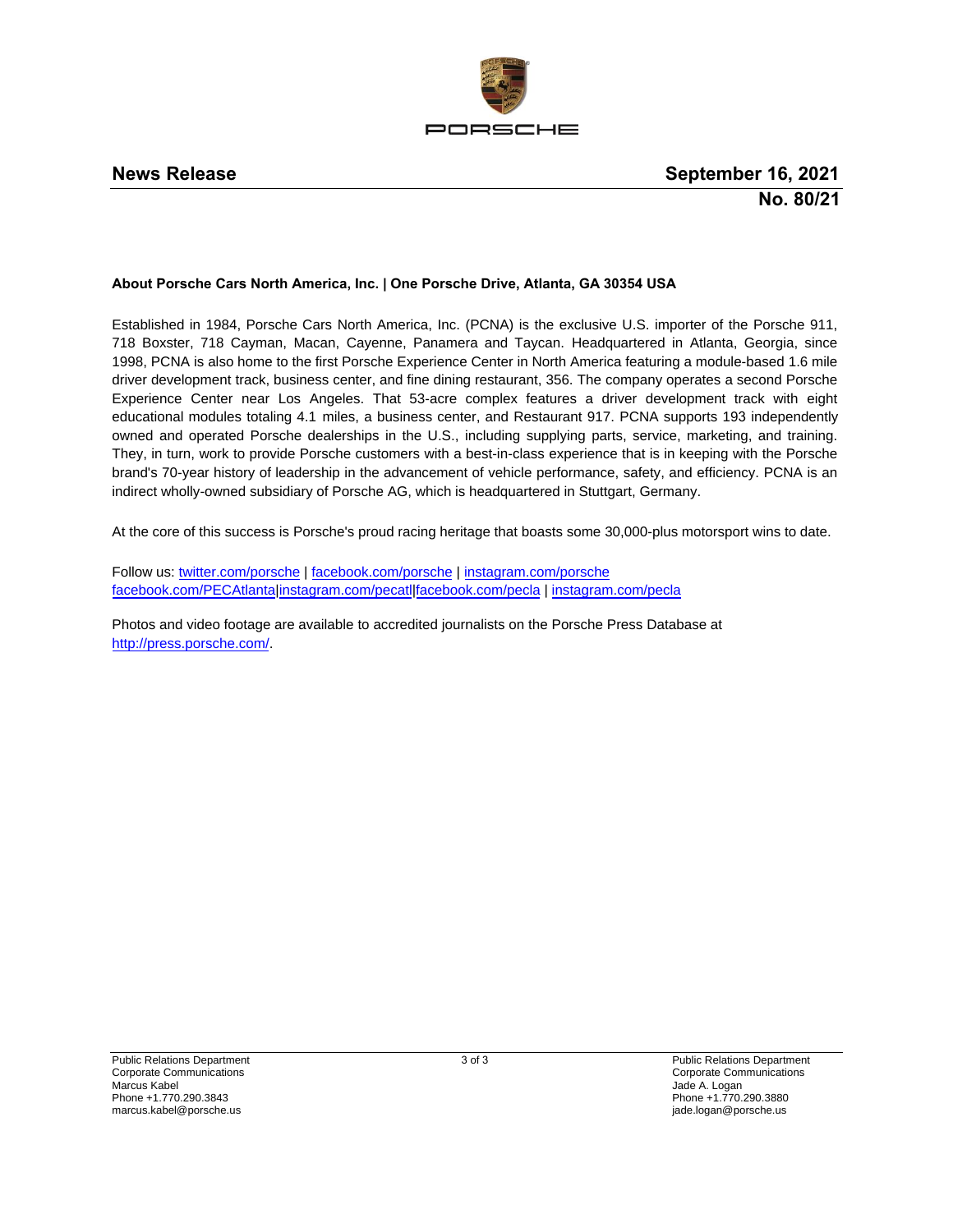**News Release** **September 16, 2021**

**No. 80/21**

**About Porsche Cars North America, Inc. | One Porsche Drive, Atlanta, GA 30354 USA**

Established in 1984, Porsche Cars North America, Inc. (PCNA) is the exclusive U.S. importer of the Porsche 911, 718 Boxster, 718 Cayman, Macan, Cayenne, Panamera and Taycan. Headquartered in Atlanta, Georgia, since 1998, PCNA is also home to the first Porsche Experience Center in North America featuring a module-based 1.6 mile driver development track, business center, and fine dining restaurant, 356. The company operates a second Porsche Experience Center near Los Angeles. That 53-acre complex features a driver development track with eight educational modules totaling 4.1 miles, a business center, and Restaurant 917. PCNA supports 193 independently owned and operated Porsche dealerships in the U.S., including supplying parts, service, marketing, and training. They, in turn, work to provide Porsche customers with a best-in-class experience that is in keeping with the Porsche brand's 70-year history of leadership in the advancement of vehicle performance, safety, and efficiency. PCNA is an indirect wholly-owned subsidiary of Porsche AG, which is headquartered in Stuttgart, Germany.

At the core of this success is Porsche's proud racing heritage that boasts some 30,000-plus motorsport wins to date.

Follow us: twitter.com/porsche | facebook.com/porsche | instagram.com/porsche
facebook.com/PECAtlanta|instagram.com/pecatl|facebook.com/pecla | instagram.com/pecla

Photos and video footage are available to accredited journalists on the Porsche Press Database at http://press.porsche.com/.

Public Relations Department
Corporate Communications
Marcus Kabel
Phone +1.770.290.3843
marcus.kabel@porsche.us

Public Relations Department
Corporate Communications
Jade A. Logan
Phone +1.770.290.3880
jade.logan@porsche.us